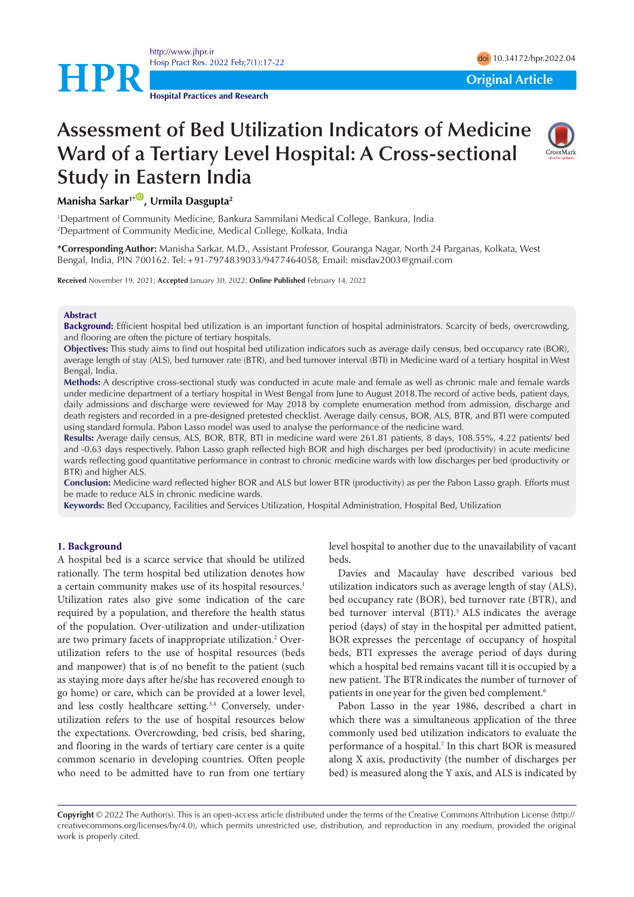# Assessment of Bed Utilization Indicators of Medicine Ward of a Tertiary Level Hospital: A Cross-sectional Study in Eastern India

**Manisha Sarkar[1*], Urmila Dasgupta[2]**

[1]Department of Community Medicine, Bankura Sammilani Medical College, Bankura, India
[2]Department of Community Medicine, Medical College, Kolkata, India

**\*Corresponding Author:** Manisha Sarkar, M.D., Assistant Professor, Gouranga Nagar, North 24 Parganas, Kolkata, West Bengal, India, PIN 700162. Tel: +91-7974839033/9477464058, Email: misdav2003@gmail.com

**Received** November 19, 2021; **Accepted** January 30, 2022; **Online Published** February 14, 2022

## Abstract

**Background:** Efficient hospital bed utilization is an important function of hospital administrators. Scarcity of beds, overcrowding, and flooring are often the picture of tertiary hospitals.

**Objectives:** This study aims to find out hospital bed utilization indicators such as average daily census, bed occupancy rate (BOR), average length of stay (ALS), bed turnover rate (BTR), and bed turnover interval (BTI) in Medicine ward of a tertiary hospital in West Bengal, India.

**Methods:** A descriptive cross-sectional study was conducted in acute male and female as well as chronic male and female wards under medicine department of a tertiary hospital in West Bengal from June to August 2018.The record of active beds, patient days, daily admissions and discharge were reviewed for May 2018 by complete enumeration method from admission, discharge and death registers and recorded in a pre-designed pretested checklist. Average daily census, BOR, ALS, BTR, and BTI were computed using standard formula. Pabon Lasso model was used to analyse the performance of the nedicine ward.

**Results:** Average daily census, ALS, BOR, BTR, BTI in medicine ward were 261.81 patients, 8 days, 108.55%, 4.22 patients/ bed and -0.63 days respectively. Pabon Lasso graph reflected high BOR and high discharges per bed (productivity) in acute medicine wards reflecting good quantitative performance in contrast to chronic medicine wards with low discharges per bed (productivity or BTR) and higher ALS.

**Conclusion:** Medicine ward reflected higher BOR and ALS but lower BTR (productivity) as per the Pabon Lasso graph. Efforts must be made to reduce ALS in chronic medicine wards.

**Keywords:** Bed Occupancy, Facilities and Services Utilization, Hospital Administration, Hospital Bed, Utilization

## 1. Background

A hospital bed is a scarce service that should be utilized rationally. The term hospital bed utilization denotes how a certain community makes use of its hospital resources.[1] Utilization rates also give some indication of the care required by a population, and therefore the health status of the population. Over-utilization and under-utilization are two primary facets of inappropriate utilization.[2] Over-utilization refers to the use of hospital resources (beds and manpower) that is of no benefit to the patient (such as staying more days after he/she has recovered enough to go home) or care, which can be provided at a lower level, and less costly healthcare setting.[3,4] Conversely, under-utilization refers to the use of hospital resources below the expectations. Overcrowding, bed crisis, bed sharing, and flooring in the wards of tertiary care center is a quite common scenario in developing countries. Often people who need to be admitted have to run from one tertiary level hospital to another due to the unavailability of vacant beds.

Davies and Macaulay have described various bed utilization indicators such as average length of stay (ALS), bed occupancy rate (BOR), bed turnover rate (BTR), and bed turnover interval (BTI).[5] ALS indicates the average period (days) of stay in the hospital per admitted patient, BOR expresses the percentage of occupancy of hospital beds, BTI expresses the average period of days during which a hospital bed remains vacant till it is occupied by a new patient. The BTR indicates the number of turnover of patients in one year for the given bed complement.[6]

Pabon Lasso in the year 1986, described a chart in which there was a simultaneous application of the three commonly used bed utilization indicators to evaluate the performance of a hospital.[7] In this chart BOR is measured along X axis, productivity (the number of discharges per bed) is measured along the Y axis, and ALS is indicated by

**Copyright** © 2022 The Author(s). This is an open-access article distributed under the terms of the Creative Commons Attribution License (http://creativecommons.org/licenses/by/4.0), which permits unrestricted use, distribution, and reproduction in any medium, provided the original work is properly cited.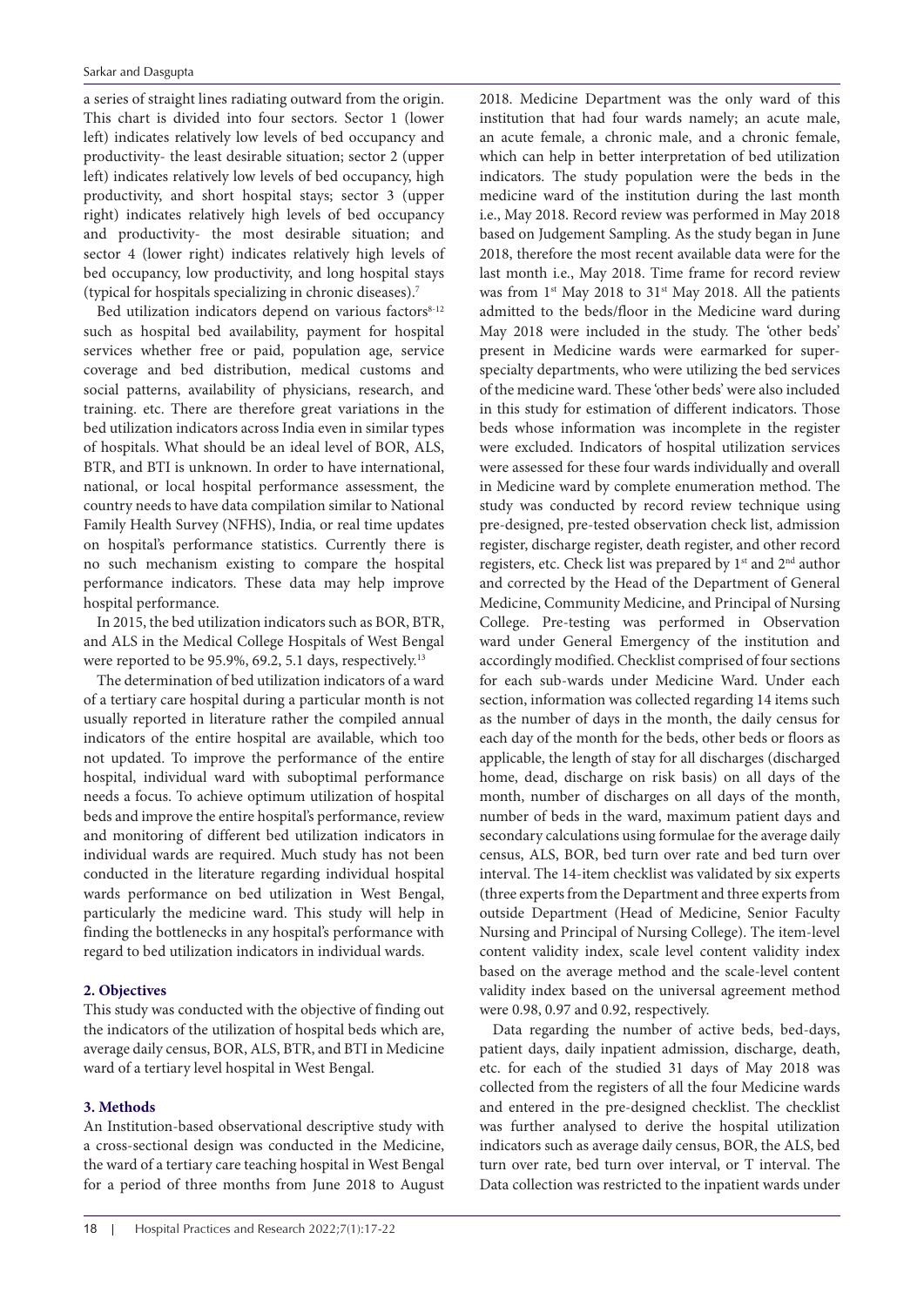a series of straight lines radiating outward from the origin. This chart is divided into four sectors. Sector 1 (lower left) indicates relatively low levels of bed occupancy and productivity- the least desirable situation; sector 2 (upper left) indicates relatively low levels of bed occupancy, high productivity, and short hospital stays; sector 3 (upper right) indicates relatively high levels of bed occupancy and productivity- the most desirable situation; and sector 4 (lower right) indicates relatively high levels of bed occupancy, low productivity, and long hospital stays (typical for hospitals specializing in chronic diseases).[7]

Bed utilization indicators depend on various factors[8-12] such as hospital bed availability, payment for hospital services whether free or paid, population age, service coverage and bed distribution, medical customs and social patterns, availability of physicians, research, and training. etc. There are therefore great variations in the bed utilization indicators across India even in similar types of hospitals. What should be an ideal level of BOR, ALS, BTR, and BTI is unknown. In order to have international, national, or local hospital performance assessment, the country needs to have data compilation similar to National Family Health Survey (NFHS), India, or real time updates on hospital's performance statistics. Currently there is no such mechanism existing to compare the hospital performance indicators. These data may help improve hospital performance.

In 2015, the bed utilization indicators such as BOR, BTR, and ALS in the Medical College Hospitals of West Bengal were reported to be 95.9%, 69.2, 5.1 days, respectively.[13]

The determination of bed utilization indicators of a ward of a tertiary care hospital during a particular month is not usually reported in literature rather the compiled annual indicators of the entire hospital are available, which too not updated. To improve the performance of the entire hospital, individual ward with suboptimal performance needs a focus. To achieve optimum utilization of hospital beds and improve the entire hospital's performance, review and monitoring of different bed utilization indicators in individual wards are required. Much study has not been conducted in the literature regarding individual hospital wards performance on bed utilization in West Bengal, particularly the medicine ward. This study will help in finding the bottlenecks in any hospital's performance with regard to bed utilization indicators in individual wards.

## 2. Objectives

This study was conducted with the objective of finding out the indicators of the utilization of hospital beds which are, average daily census, BOR, ALS, BTR, and BTI in Medicine ward of a tertiary level hospital in West Bengal.

## 3. Methods

An Institution-based observational descriptive study with a cross-sectional design was conducted in the Medicine, the ward of a tertiary care teaching hospital in West Bengal for a period of three months from June 2018 to August 2018. Medicine Department was the only ward of this institution that had four wards namely; an acute male, an acute female, a chronic male, and a chronic female, which can help in better interpretation of bed utilization indicators. The study population were the beds in the medicine ward of the institution during the last month i.e., May 2018. Record review was performed in May 2018 based on Judgement Sampling. As the study began in June 2018, therefore the most recent available data were for the last month i.e., May 2018. Time frame for record review was from 1st May 2018 to 31st May 2018. All the patients admitted to the beds/floor in the Medicine ward during May 2018 were included in the study. The 'other beds' present in Medicine wards were earmarked for super-specialty departments, who were utilizing the bed services of the medicine ward. These 'other beds' were also included in this study for estimation of different indicators. Those beds whose information was incomplete in the register were excluded. Indicators of hospital utilization services were assessed for these four wards individually and overall in Medicine ward by complete enumeration method. The study was conducted by record review technique using pre-designed, pre-tested observation check list, admission register, discharge register, death register, and other record registers, etc. Check list was prepared by 1st and 2nd author and corrected by the Head of the Department of General Medicine, Community Medicine, and Principal of Nursing College. Pre-testing was performed in Observation ward under General Emergency of the institution and accordingly modified. Checklist comprised of four sections for each sub-wards under Medicine Ward. Under each section, information was collected regarding 14 items such as the number of days in the month, the daily census for each day of the month for the beds, other beds or floors as applicable, the length of stay for all discharges (discharged home, dead, discharge on risk basis) on all days of the month, number of discharges on all days of the month, number of beds in the ward, maximum patient days and secondary calculations using formulae for the average daily census, ALS, BOR, bed turn over rate and bed turn over interval. The 14-item checklist was validated by six experts (three experts from the Department and three experts from outside Department (Head of Medicine, Senior Faculty Nursing and Principal of Nursing College). The item-level content validity index, scale level content validity index based on the average method and the scale-level content validity index based on the universal agreement method were 0.98, 0.97 and 0.92, respectively.

Data regarding the number of active beds, bed-days, patient days, daily inpatient admission, discharge, death, etc. for each of the studied 31 days of May 2018 was collected from the registers of all the four Medicine wards and entered in the pre-designed checklist. The checklist was further analysed to derive the hospital utilization indicators such as average daily census, BOR, the ALS, bed turn over rate, bed turn over interval, or T interval. The Data collection was restricted to the inpatient wards under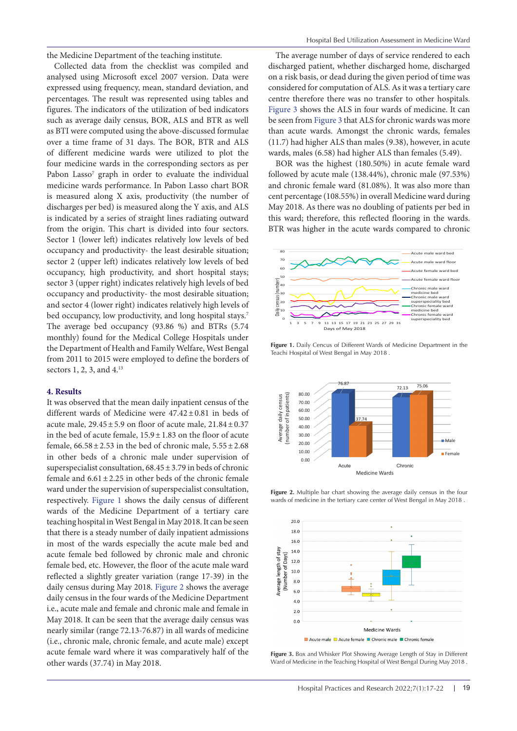the Medicine Department of the teaching institute.

Collected data from the checklist was compiled and analysed using Microsoft excel 2007 version. Data were expressed using frequency, mean, standard deviation, and percentages. The result was represented using tables and figures. The indicators of the utilization of bed indicators such as average daily census, BOR, ALS and BTR as well as BTI were computed using the above-discussed formulae over a time frame of 31 days. The BOR, BTR and ALS of different medicine wards were utilized to plot the four medicine wards in the corresponding sectors as per Pabon Lasso[7] graph in order to evaluate the individual medicine wards performance. In Pabon Lasso chart BOR is measured along X axis, productivity (the number of discharges per bed) is measured along the Y axis, and ALS is indicated by a series of straight lines radiating outward from the origin. This chart is divided into four sectors. Sector 1 (lower left) indicates relatively low levels of bed occupancy and productivity- the least desirable situation; sector 2 (upper left) indicates relatively low levels of bed occupancy, high productivity, and short hospital stays; sector 3 (upper right) indicates relatively high levels of bed occupancy and productivity- the most desirable situation; and sector 4 (lower right) indicates relatively high levels of bed occupancy, low productivity, and long hospital stays.[7] The average bed occupancy (93.86 %) and BTRs (5.74 monthly) found for the Medical College Hospitals under the Department of Health and Family Welfare, West Bengal from 2011 to 2015 were employed to define the borders of sectors 1, 2, 3, and 4.[13]

## 4. Results

It was observed that the mean daily inpatient census of the different wards of Medicine were 47.42 ± 0.81 in beds of acute male, 29.45 ± 5.9 on floor of acute male, 21.84 ± 0.37 in the bed of acute female, 15.9 ± 1.83 on the floor of acute female, 66.58 ± 2.53 in the bed of chronic male, 5.55 ± 2.68 in other beds of a chronic male under supervision of superspecialist consultation, 68.45 ± 3.79 in beds of chronic female and 6.61 ± 2.25 in other beds of the chronic female ward under the supervision of superspecialist consultation, respectively. Figure 1 shows the daily census of different wards of the Medicine Department of a tertiary care teaching hospital in West Bengal in May 2018. It can be seen that there is a steady number of daily inpatient admissions in most of the wards especially the acute male bed and acute female bed followed by chronic male and chronic female bed, etc. However, the floor of the acute male ward reflected a slightly greater variation (range 17-39) in the daily census during May 2018. Figure 2 shows the average daily census in the four wards of the Medicine Department i.e., acute male and female and chronic male and female in May 2018. It can be seen that the average daily census was nearly similar (range 72.13-76.87) in all wards of medicine (i.e., chronic male, chronic female, and acute male) except acute female ward where it was comparatively half of the other wards (37.74) in May 2018.

The average number of days of service rendered to each discharged patient, whether discharged home, discharged on a risk basis, or dead during the given period of time was considered for computation of ALS. As it was a tertiary care centre therefore there was no transfer to other hospitals. Figure 3 shows the ALS in four wards of medicine. It can be seen from Figure 3 that ALS for chronic wards was more than acute wards. Amongst the chronic wards, females (11.7) had higher ALS than males (9.38), however, in acute wards, males (6.58) had higher ALS than females (5.49).

BOR was the highest (180.50%) in acute female ward followed by acute male (138.44%), chronic male (97.53%) and chronic female ward (81.08%). It was also more than cent percentage (108.55%) in overall Medicine ward during May 2018. As there was no doubling of patients per bed in this ward; therefore, this reflected flooring in the wards. BTR was higher in the acute wards compared to chronic

**Figure 1.** Daily Census of Different Wards of Medicine Department in the Teachi Hospital of West Bengal in May 2018 .

**Figure 2.** Multiple bar chart showing the average daily census in the four wards of medicine in the tertiary care center of West Bengal in May 2018 .

**Figure 3.** Box and Whisker Plot Showing Average Length of Stay in Different Ward of Medicine in the Teaching Hospital of West Bengal During May 2018 .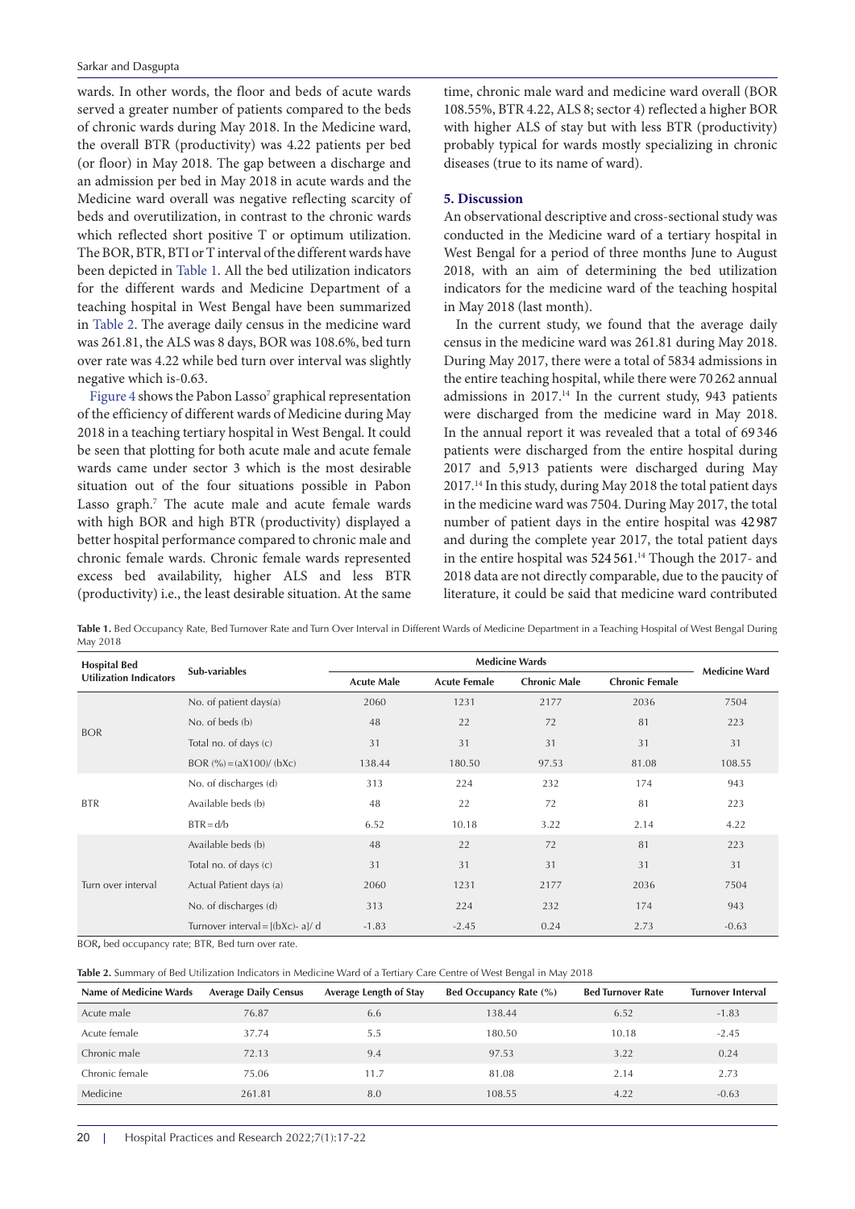wards. In other words, the floor and beds of acute wards served a greater number of patients compared to the beds of chronic wards during May 2018. In the Medicine ward, the overall BTR (productivity) was 4.22 patients per bed (or floor) in May 2018. The gap between a discharge and an admission per bed in May 2018 in acute wards and the Medicine ward overall was negative reflecting scarcity of beds and overutilization, in contrast to the chronic wards which reflected short positive T or optimum utilization. The BOR, BTR, BTI or T interval of the different wards have been depicted in Table 1. All the bed utilization indicators for the different wards and Medicine Department of a teaching hospital in West Bengal have been summarized in Table 2. The average daily census in the medicine ward was 261.81, the ALS was 8 days, BOR was 108.6%, bed turn over rate was 4.22 while bed turn over interval was slightly negative which is-0.63.

Figure 4 shows the Pabon Lasso[7] graphical representation of the efficiency of different wards of Medicine during May 2018 in a teaching tertiary hospital in West Bengal. It could be seen that plotting for both acute male and acute female wards came under sector 3 which is the most desirable situation out of the four situations possible in Pabon Lasso graph.[7] The acute male and acute female wards with high BOR and high BTR (productivity) displayed a better hospital performance compared to chronic male and chronic female wards. Chronic female wards represented excess bed availability, higher ALS and less BTR (productivity) i.e., the least desirable situation. At the same time, chronic male ward and medicine ward overall (BOR 108.55%, BTR 4.22, ALS 8; sector 4) reflected a higher BOR with higher ALS of stay but with less BTR (productivity) probably typical for wards mostly specializing in chronic diseases (true to its name of ward).

## 5. Discussion

An observational descriptive and cross-sectional study was conducted in the Medicine ward of a tertiary hospital in West Bengal for a period of three months June to August 2018, with an aim of determining the bed utilization indicators for the medicine ward of the teaching hospital in May 2018 (last month).

In the current study, we found that the average daily census in the medicine ward was 261.81 during May 2018. During May 2017, there were a total of 5834 admissions in the entire teaching hospital, while there were 70 262 annual admissions in 2017.[14] In the current study, 943 patients were discharged from the medicine ward in May 2018. In the annual report it was revealed that a total of 69 346 patients were discharged from the entire hospital during 2017 and 5,913 patients were discharged during May 2017.[14] In this study, during May 2018 the total patient days in the medicine ward was 7504. During May 2017, the total number of patient days in the entire hospital was 42 987 and during the complete year 2017, the total patient days in the entire hospital was 524 561.[14] Though the 2017- and 2018 data are not directly comparable, due to the paucity of literature, it could be said that medicine ward contributed

**Table 1.** Bed Occupancy Rate, Bed Turnover Rate and Turn Over Interval in Different Wards of Medicine Department in a Teaching Hospital of West Bengal During May 2018

| Hospital Bed Utilization Indicators | Sub-variables | Medicine Wards | | | | Medicine Ward |
|---|---|---|---|---|---|---|
| | | Acute Male | Acute Female | Chronic Male | Chronic Female | |
| BOR | No. of patient days(a) | 2060 | 1231 | 2177 | 2036 | 7504 |
| | No. of beds (b) | 48 | 22 | 72 | 81 | 223 |
| | Total no. of days (c) | 31 | 31 | 31 | 31 | 31 |
| | BOR (%) = (aX100)/ (bXc) | 138.44 | 180.50 | 97.53 | 81.08 | 108.55 |
| BTR | No. of discharges (d) | 313 | 224 | 232 | 174 | 943 |
| | Available beds (b) | 48 | 22 | 72 | 81 | 223 |
| | BTR = d/b | 6.52 | 10.18 | 3.22 | 2.14 | 4.22 |
| Turn over interval | Available beds (b) | 48 | 22 | 72 | 81 | 223 |
| | Total no. of days (c) | 31 | 31 | 31 | 31 | 31 |
| | Actual Patient days (a) | 2060 | 1231 | 2177 | 2036 | 7504 |
| | No. of discharges (d) | 313 | 224 | 232 | 174 | 943 |
| | Turnover interval = [(bXc)- a]/ d | -1.83 | -2.45 | 0.24 | 2.73 | -0.63 |

BOR, bed occupancy rate; BTR, Bed turn over rate.

**Table 2.** Summary of Bed Utilization Indicators in Medicine Ward of a Tertiary Care Centre of West Bengal in May 2018

| Name of Medicine Wards | Average Daily Census | Average Length of Stay | Bed Occupancy Rate (%) | Bed Turnover Rate | Turnover Interval |
|---|---|---|---|---|---|
| Acute male | 76.87 | 6.6 | 138.44 | 6.52 | -1.83 |
| Acute female | 37.74 | 5.5 | 180.50 | 10.18 | -2.45 |
| Chronic male | 72.13 | 9.4 | 97.53 | 3.22 | 0.24 |
| Chronic female | 75.06 | 11.7 | 81.08 | 2.14 | 2.73 |
| Medicine | 261.81 | 8.0 | 108.55 | 4.22 | -0.63 |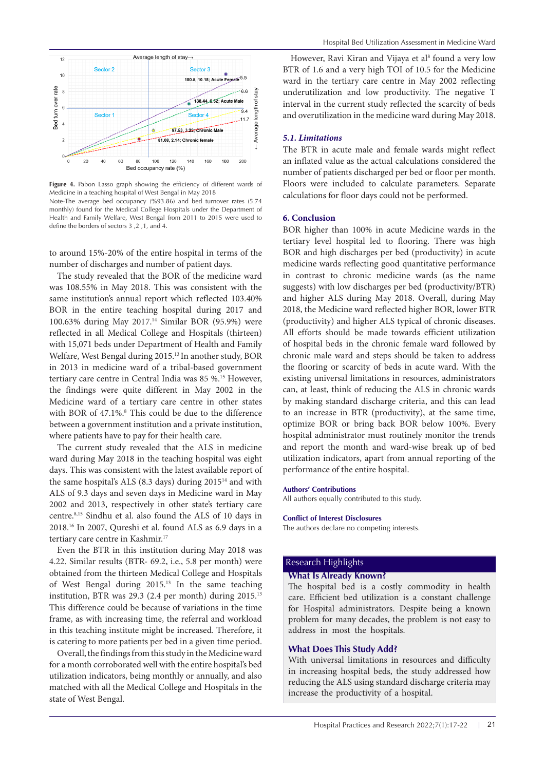**Figure 4.** Pabon Lasso graph showing the efficiency of different wards of Medicine in a teaching hospital of West Bengal in May 2018

Note-The average bed occupancy (%93.86) and bed turnover rates (5.74 monthly) found for the Medical College Hospitals under the Department of Health and Family Welfare, West Bengal from 2011 to 2015 were used to define the borders of sectors 3 ,2 ,1, and 4.

to around 15%-20% of the entire hospital in terms of the number of discharges and number of patient days.

The study revealed that the BOR of the medicine ward was 108.55% in May 2018. This was consistent with the same institution's annual report which reflected 103.40% BOR in the entire teaching hospital during 2017 and 100.63% during May 2017.[14] Similar BOR (95.9%) were reflected in all Medical College and Hospitals (thirteen) with 15,071 beds under Department of Health and Family Welfare, West Bengal during 2015.[13] In another study, BOR in 2013 in medicine ward of a tribal-based government tertiary care centre in Central India was 85 %.[15] However, the findings were quite different in May 2002 in the Medicine ward of a tertiary care centre in other states with BOR of 47.1%.[8] This could be due to the difference between a government institution and a private institution, where patients have to pay for their health care.

The current study revealed that the ALS in medicine ward during May 2018 in the teaching hospital was eight days. This was consistent with the latest available report of the same hospital's ALS (8.3 days) during 2015[14] and with ALS of 9.3 days and seven days in Medicine ward in May 2002 and 2013, respectively in other state's tertiary care centre.[8,15] Sindhu et al. also found the ALS of 10 days in 2018.[16] In 2007, Qureshi et al. found ALS as 6.9 days in a tertiary care centre in Kashmir.[17]

Even the BTR in this institution during May 2018 was 4.22. Similar results (BTR- 69.2, i.e., 5.8 per month) were obtained from the thirteen Medical College and Hospitals of West Bengal during 2015.[13] In the same teaching institution, BTR was 29.3 (2.4 per month) during 2015.[13] This difference could be because of variations in the time frame, as with increasing time, the referral and workload in this teaching institute might be increased. Therefore, it is catering to more patients per bed in a given time period.

Overall, the findings from this study in the Medicine ward for a month corroborated well with the entire hospital's bed utilization indicators, being monthly or annually, and also matched with all the Medical College and Hospitals in the state of West Bengal.

However, Ravi Kiran and Vijaya et al[8] found a very low BTR of 1.6 and a very high TOI of 10.5 for the Medicine ward in the tertiary care centre in May 2002 reflecting underutilization and low productivity. The negative T interval in the current study reflected the scarcity of beds and overutilization in the medicine ward during May 2018.

### *5.1. Limitations*

The BTR in acute male and female wards might reflect an inflated value as the actual calculations considered the number of patients discharged per bed or floor per month. Floors were included to calculate parameters. Separate calculations for floor days could not be performed.

## 6. Conclusion

BOR higher than 100% in acute Medicine wards in the tertiary level hospital led to flooring. There was high BOR and high discharges per bed (productivity) in acute medicine wards reflecting good quantitative performance in contrast to chronic medicine wards (as the name suggests) with low discharges per bed (productivity/BTR) and higher ALS during May 2018. Overall, during May 2018, the Medicine ward reflected higher BOR, lower BTR (productivity) and higher ALS typical of chronic diseases. All efforts should be made towards efficient utilization of hospital beds in the chronic female ward followed by chronic male ward and steps should be taken to address the flooring or scarcity of beds in acute ward. With the existing universal limitations in resources, administrators can, at least, think of reducing the ALS in chronic wards by making standard discharge criteria, and this can lead to an increase in BTR (productivity), at the same time, optimize BOR or bring back BOR below 100%. Every hospital administrator must routinely monitor the trends and report the month and ward-wise break up of bed utilization indicators, apart from annual reporting of the performance of the entire hospital.

### Authors' Contributions

All authors equally contributed to this study.

### Conflict of Interest Disclosures

The authors declare no competing interests.

## Research Highlights

### What Is Already Known?

The hospital bed is a costly commodity in health care. Efficient bed utilization is a constant challenge for Hospital administrators. Despite being a known problem for many decades, the problem is not easy to address in most the hospitals.

### What Does This Study Add?

With universal limitations in resources and difficulty in increasing hospital beds, the study addressed how reducing the ALS using standard discharge criteria may increase the productivity of a hospital.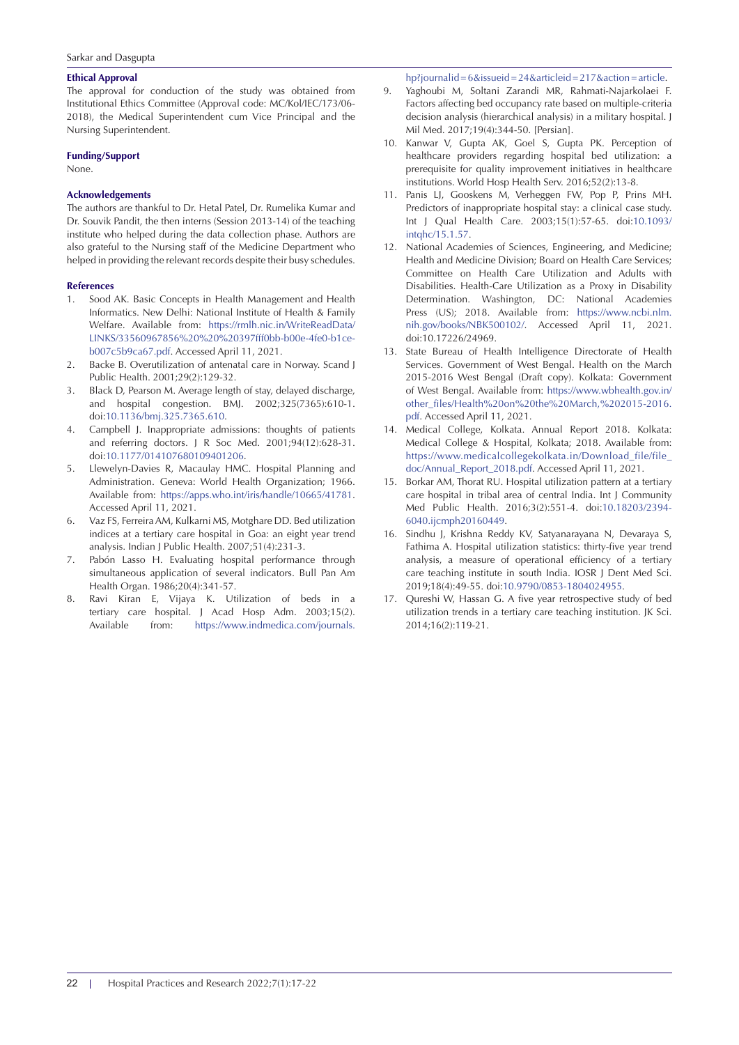### Ethical Approval

The approval for conduction of the study was obtained from Institutional Ethics Committee (Approval code: MC/Kol/IEC/173/06-2018), the Medical Superintendent cum Vice Principal and the Nursing Superintendent.

### Funding/Support

None.

### Acknowledgements

The authors are thankful to Dr. Hetal Patel, Dr. Rumelika Kumar and Dr. Souvik Pandit, the then interns (Session 2013-14) of the teaching institute who helped during the data collection phase. Authors are also grateful to the Nursing staff of the Medicine Department who helped in providing the relevant records despite their busy schedules.

### References

1. Sood AK. Basic Concepts in Health Management and Health Informatics. New Delhi: National Institute of Health & Family Welfare. Available from: https://rmlh.nic.in/WriteReadData/LINKS/33560967856%20%20%20397fff0bb-b00e-4fe0-b1ce-b007c5b9ca67.pdf. Accessed April 11, 2021.
2. Backe B. Overutilization of antenatal care in Norway. Scand J Public Health. 2001;29(2):129-32.
3. Black D, Pearson M. Average length of stay, delayed discharge, and hospital congestion. BMJ. 2002;325(7365):610-1. doi:10.1136/bmj.325.7365.610.
4. Campbell J. Inappropriate admissions: thoughts of patients and referring doctors. J R Soc Med. 2001;94(12):628-31. doi:10.1177/014107680109401206.
5. Llewelyn-Davies R, Macaulay HMC. Hospital Planning and Administration. Geneva: World Health Organization; 1966. Available from: https://apps.who.int/iris/handle/10665/41781. Accessed April 11, 2021.
6. Vaz FS, Ferreira AM, Kulkarni MS, Motghare DD. Bed utilization indices at a tertiary care hospital in Goa: an eight year trend analysis. Indian J Public Health. 2007;51(4):231-3.
7. Pabón Lasso H. Evaluating hospital performance through simultaneous application of several indicators. Bull Pan Am Health Organ. 1986;20(4):341-57.
8. Ravi Kiran E, Vijaya K. Utilization of beds in a tertiary care hospital. J Acad Hosp Adm. 2003;15(2). Available from: https://www.indmedica.com/journals.php?journalid=6&issueid=24&articleid=217&action=article.
9. Yaghoubi M, Soltani Zarandi MR, Rahmati-Najarkolaei F. Factors affecting bed occupancy rate based on multiple-criteria decision analysis (hierarchical analysis) in a military hospital. J Mil Med. 2017;19(4):344-50. [Persian].
10. Kanwar V, Gupta AK, Goel S, Gupta PK. Perception of healthcare providers regarding hospital bed utilization: a prerequisite for quality improvement initiatives in healthcare institutions. World Hosp Health Serv. 2016;52(2):13-8.
11. Panis LJ, Gooskens M, Verheggen FW, Pop P, Prins MH. Predictors of inappropriate hospital stay: a clinical case study. Int J Qual Health Care. 2003;15(1):57-65. doi:10.1093/intqhc/15.1.57.
12. National Academies of Sciences, Engineering, and Medicine; Health and Medicine Division; Board on Health Care Services; Committee on Health Care Utilization and Adults with Disabilities. Health-Care Utilization as a Proxy in Disability Determination. Washington, DC: National Academies Press (US); 2018. Available from: https://www.ncbi.nlm.nih.gov/books/NBK500102/. Accessed April 11, 2021. doi:10.17226/24969.
13. State Bureau of Health Intelligence Directorate of Health Services. Government of West Bengal. Health on the March 2015-2016 West Bengal (Draft copy). Kolkata: Government of West Bengal. Available from: https://www.wbhealth.gov.in/other_files/Health%20on%20the%20March,%202015-2016.pdf. Accessed April 11, 2021.
14. Medical College, Kolkata. Annual Report 2018. Kolkata: Medical College & Hospital, Kolkata; 2018. Available from: https://www.medicalcollegekolkata.in/Download_file/file_doc/Annual_Report_2018.pdf. Accessed April 11, 2021.
15. Borkar AM, Thorat RU. Hospital utilization pattern at a tertiary care hospital in tribal area of central India. Int J Community Med Public Health. 2016;3(2):551-4. doi:10.18203/2394-6040.ijcmph20160449.
16. Sindhu J, Krishna Reddy KV, Satyanarayana N, Devaraya S, Fathima A. Hospital utilization statistics: thirty-five year trend analysis, a measure of operational efficiency of a tertiary care teaching institute in south India. IOSR J Dent Med Sci. 2019;18(4):49-55. doi:10.9790/0853-1804024955.
17. Qureshi W, Hassan G. A five year retrospective study of bed utilization trends in a tertiary care teaching institution. JK Sci. 2014;16(2):119-21.